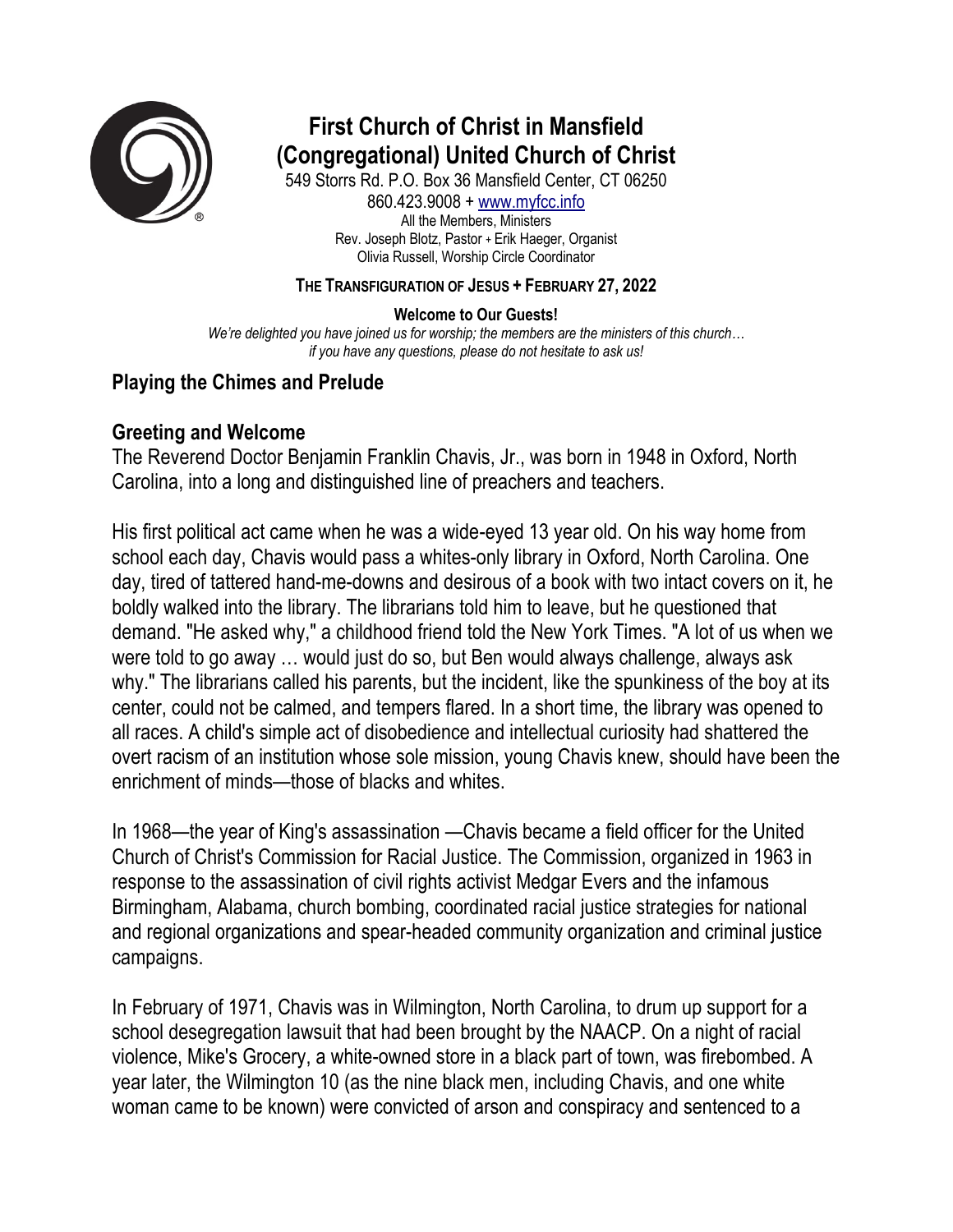# First Church of Christ in Mansfield (Congregational) United Church of Christ

549 Storrs Rd. P.O. Box 36 Mansfield Center, CT 06250
860.423.9008 + www.myfcc.info
All the Members, Ministers
Rev. Joseph Blotz, Pastor + Erik Haeger, Organist
Olivia Russell, Worship Circle Coordinator

**THE TRANSFIGURATION OF JESUS + FEBRUARY 27, 2022**

**Welcome to Our Guests!**
*We're delighted you have joined us for worship; the members are the ministers of this church… if you have any questions, please do not hesitate to ask us!*

## Playing the Chimes and Prelude

## Greeting and Welcome

The Reverend Doctor Benjamin Franklin Chavis, Jr., was born in 1948 in Oxford, North Carolina, into a long and distinguished line of preachers and teachers.

His first political act came when he was a wide-eyed 13 year old. On his way home from school each day, Chavis would pass a whites-only library in Oxford, North Carolina. One day, tired of tattered hand-me-downs and desirous of a book with two intact covers on it, he boldly walked into the library. The librarians told him to leave, but he questioned that demand. "He asked why," a childhood friend told the New York Times. "A lot of us when we were told to go away … would just do so, but Ben would always challenge, always ask why." The librarians called his parents, but the incident, like the spunkiness of the boy at its center, could not be calmed, and tempers flared. In a short time, the library was opened to all races. A child's simple act of disobedience and intellectual curiosity had shattered the overt racism of an institution whose sole mission, young Chavis knew, should have been the enrichment of minds—those of blacks and whites.

In 1968—the year of King's assassination —Chavis became a field officer for the United Church of Christ's Commission for Racial Justice. The Commission, organized in 1963 in response to the assassination of civil rights activist Medgar Evers and the infamous Birmingham, Alabama, church bombing, coordinated racial justice strategies for national and regional organizations and spear-headed community organization and criminal justice campaigns.

In February of 1971, Chavis was in Wilmington, North Carolina, to drum up support for a school desegregation lawsuit that had been brought by the NAACP. On a night of racial violence, Mike's Grocery, a white-owned store in a black part of town, was firebombed. A year later, the Wilmington 10 (as the nine black men, including Chavis, and one white woman came to be known) were convicted of arson and conspiracy and sentenced to a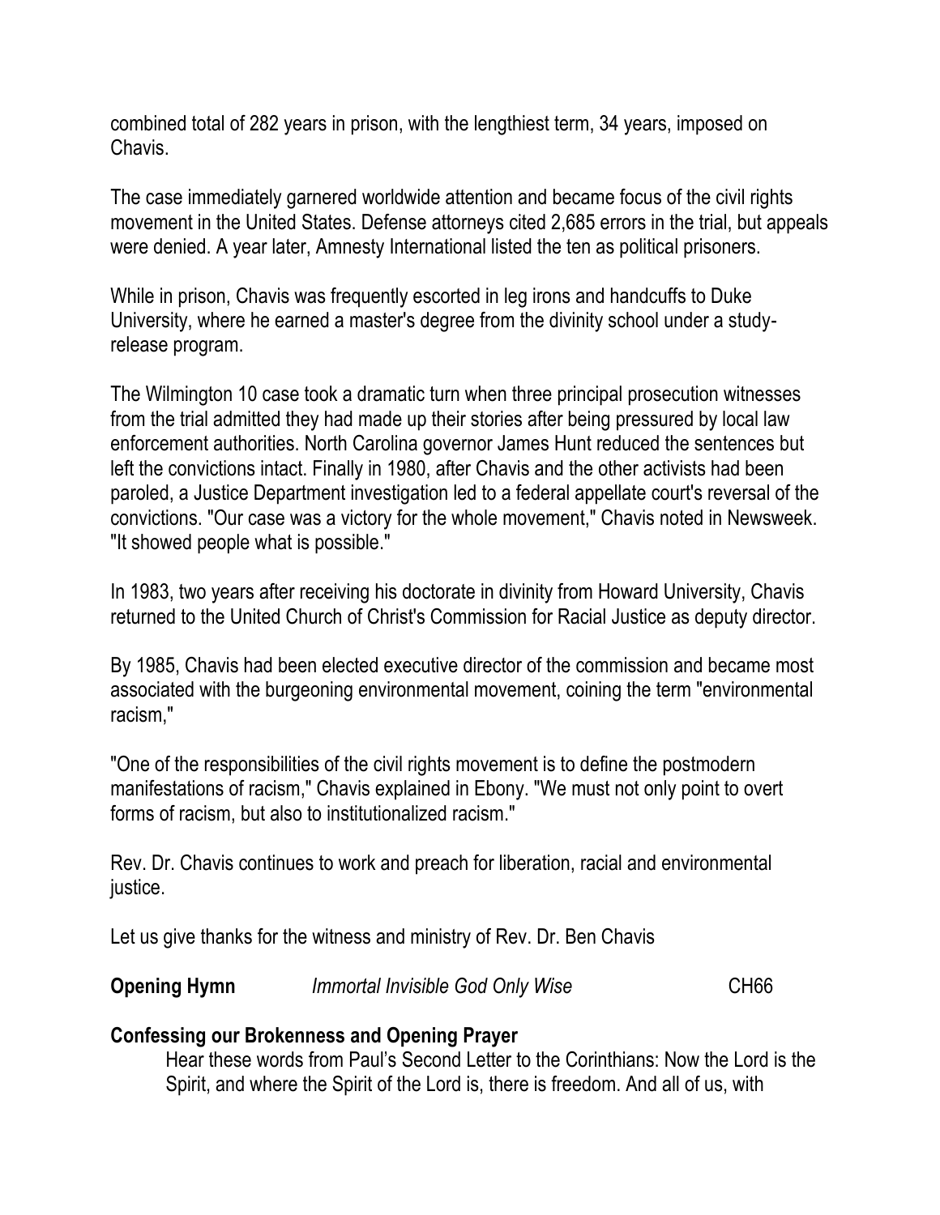combined total of 282 years in prison, with the lengthiest term, 34 years, imposed on Chavis.

The case immediately garnered worldwide attention and became focus of the civil rights movement in the United States. Defense attorneys cited 2,685 errors in the trial, but appeals were denied. A year later, Amnesty International listed the ten as political prisoners.

While in prison, Chavis was frequently escorted in leg irons and handcuffs to Duke University, where he earned a master's degree from the divinity school under a study-release program.

The Wilmington 10 case took a dramatic turn when three principal prosecution witnesses from the trial admitted they had made up their stories after being pressured by local law enforcement authorities. North Carolina governor James Hunt reduced the sentences but left the convictions intact. Finally in 1980, after Chavis and the other activists had been paroled, a Justice Department investigation led to a federal appellate court's reversal of the convictions. "Our case was a victory for the whole movement," Chavis noted in Newsweek. "It showed people what is possible."

In 1983, two years after receiving his doctorate in divinity from Howard University, Chavis returned to the United Church of Christ's Commission for Racial Justice as deputy director.

By 1985, Chavis had been elected executive director of the commission and became most associated with the burgeoning environmental movement, coining the term "environmental racism,"

"One of the responsibilities of the civil rights movement is to define the postmodern manifestations of racism," Chavis explained in Ebony. "We must not only point to overt forms of racism, but also to institutionalized racism."

Rev. Dr. Chavis continues to work and preach for liberation, racial and environmental justice.

Let us give thanks for the witness and ministry of Rev. Dr. Ben Chavis

**Opening Hymn** *Immortal Invisible God Only Wise* CH66

**Confessing our Brokenness and Opening Prayer**

Hear these words from Paul's Second Letter to the Corinthians: Now the Lord is the Spirit, and where the Spirit of the Lord is, there is freedom. And all of us, with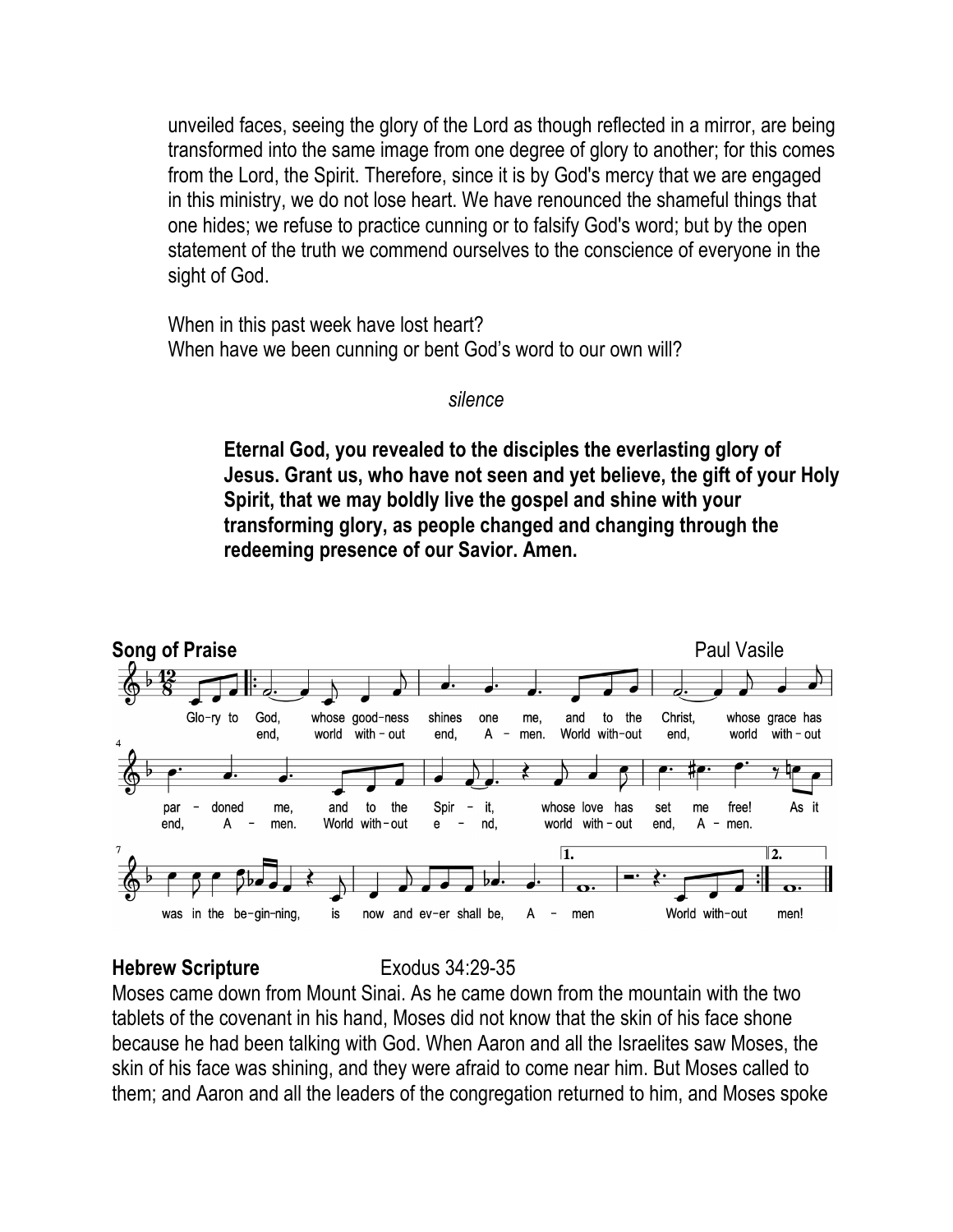unveiled faces, seeing the glory of the Lord as though reflected in a mirror, are being transformed into the same image from one degree of glory to another; for this comes from the Lord, the Spirit. Therefore, since it is by God's mercy that we are engaged in this ministry, we do not lose heart. We have renounced the shameful things that one hides; we refuse to practice cunning or to falsify God's word; but by the open statement of the truth we commend ourselves to the conscience of everyone in the sight of God.

When in this past week have lost heart?
When have we been cunning or bent God's word to our own will?

*silence*

**Eternal God, you revealed to the disciples the everlasting glory of Jesus. Grant us, who have not seen and yet believe, the gift of your Holy Spirit, that we may boldly live the gospel and shine with your transforming glory, as people changed and changing through the redeeming presence of our Savior. Amen.**

**Song of Praise** Paul Vasile

Glory to God, whose goodness shines on me, and to the Christ, whose grace has pardoned me, and to the Spirit, whose love has set me free! As it was in the beginning, is now and ever shall be, Amen

World without end, world without end, Amen. World without end, world without end, world without end, Amen. World without end, world without end, Amen. World without men!

**Hebrew Scripture** Exodus 34:29-35

Moses came down from Mount Sinai. As he came down from the mountain with the two tablets of the covenant in his hand, Moses did not know that the skin of his face shone because he had been talking with God. When Aaron and all the Israelites saw Moses, the skin of his face was shining, and they were afraid to come near him. But Moses called to them; and Aaron and all the leaders of the congregation returned to him, and Moses spoke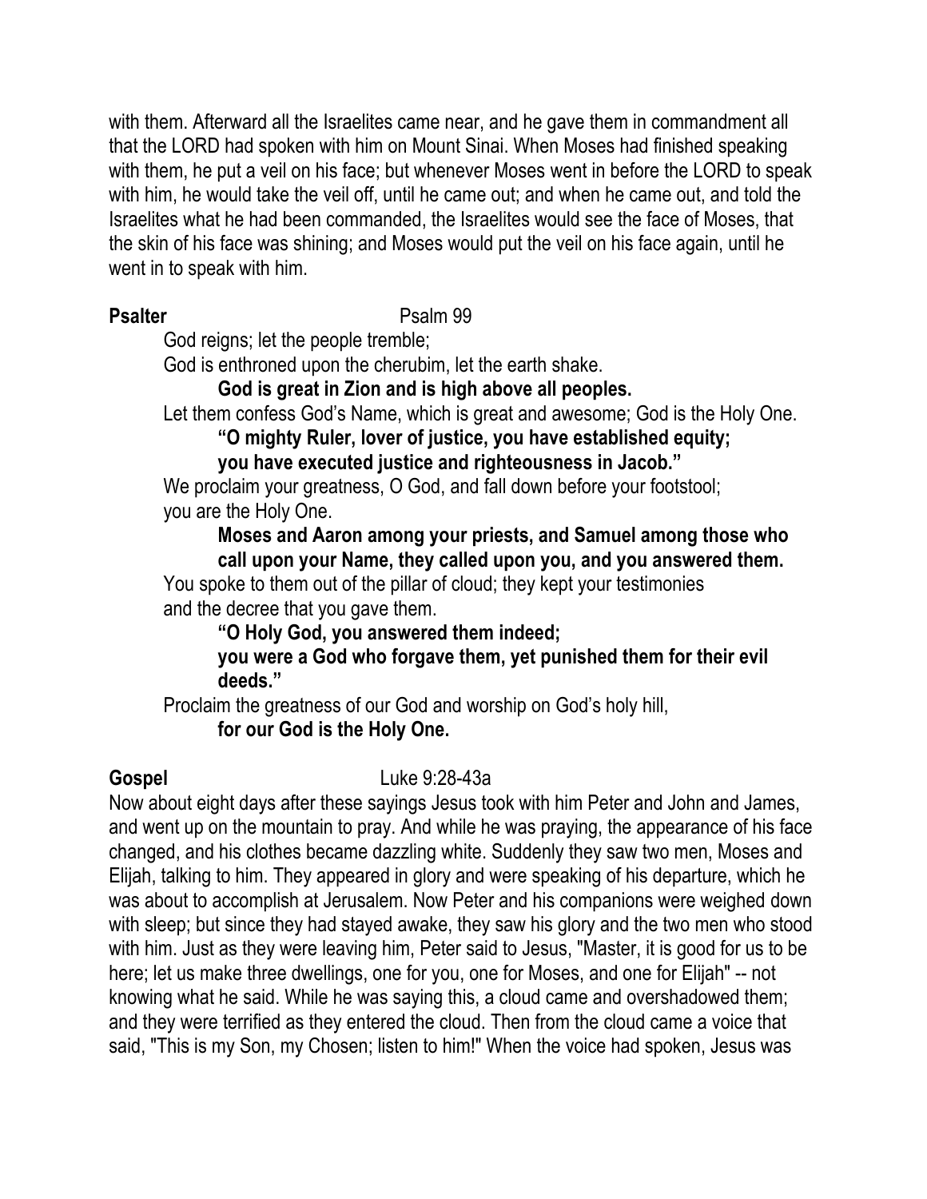with them. Afterward all the Israelites came near, and he gave them in commandment all that the LORD had spoken with him on Mount Sinai. When Moses had finished speaking with them, he put a veil on his face; but whenever Moses went in before the LORD to speak with him, he would take the veil off, until he came out; and when he came out, and told the Israelites what he had been commanded, the Israelites would see the face of Moses, that the skin of his face was shining; and Moses would put the veil on his face again, until he went in to speak with him.

**Psalter** Psalm 99

God reigns; let the people tremble;
God is enthroned upon the cherubim, let the earth shake.
> **God is great in Zion and is high above all peoples.**

Let them confess God's Name, which is great and awesome; God is the Holy One.
> **"O mighty Ruler, lover of justice, you have established equity;**
> **you have executed justice and righteousness in Jacob."**

We proclaim your greatness, O God, and fall down before your footstool;
you are the Holy One.
> **Moses and Aaron among your priests, and Samuel among those who call upon your Name, they called upon you, and you answered them.**

You spoke to them out of the pillar of cloud; they kept your testimonies
and the decree that you gave them.
> **"O Holy God, you answered them indeed;**
> **you were a God who forgave them, yet punished them for their evil deeds."**

Proclaim the greatness of our God and worship on God's holy hill,
> **for our God is the Holy One.**

**Gospel** Luke 9:28-43a

Now about eight days after these sayings Jesus took with him Peter and John and James, and went up on the mountain to pray. And while he was praying, the appearance of his face changed, and his clothes became dazzling white. Suddenly they saw two men, Moses and Elijah, talking to him. They appeared in glory and were speaking of his departure, which he was about to accomplish at Jerusalem. Now Peter and his companions were weighed down with sleep; but since they had stayed awake, they saw his glory and the two men who stood with him. Just as they were leaving him, Peter said to Jesus, "Master, it is good for us to be here; let us make three dwellings, one for you, one for Moses, and one for Elijah" -- not knowing what he said. While he was saying this, a cloud came and overshadowed them; and they were terrified as they entered the cloud. Then from the cloud came a voice that said, "This is my Son, my Chosen; listen to him!" When the voice had spoken, Jesus was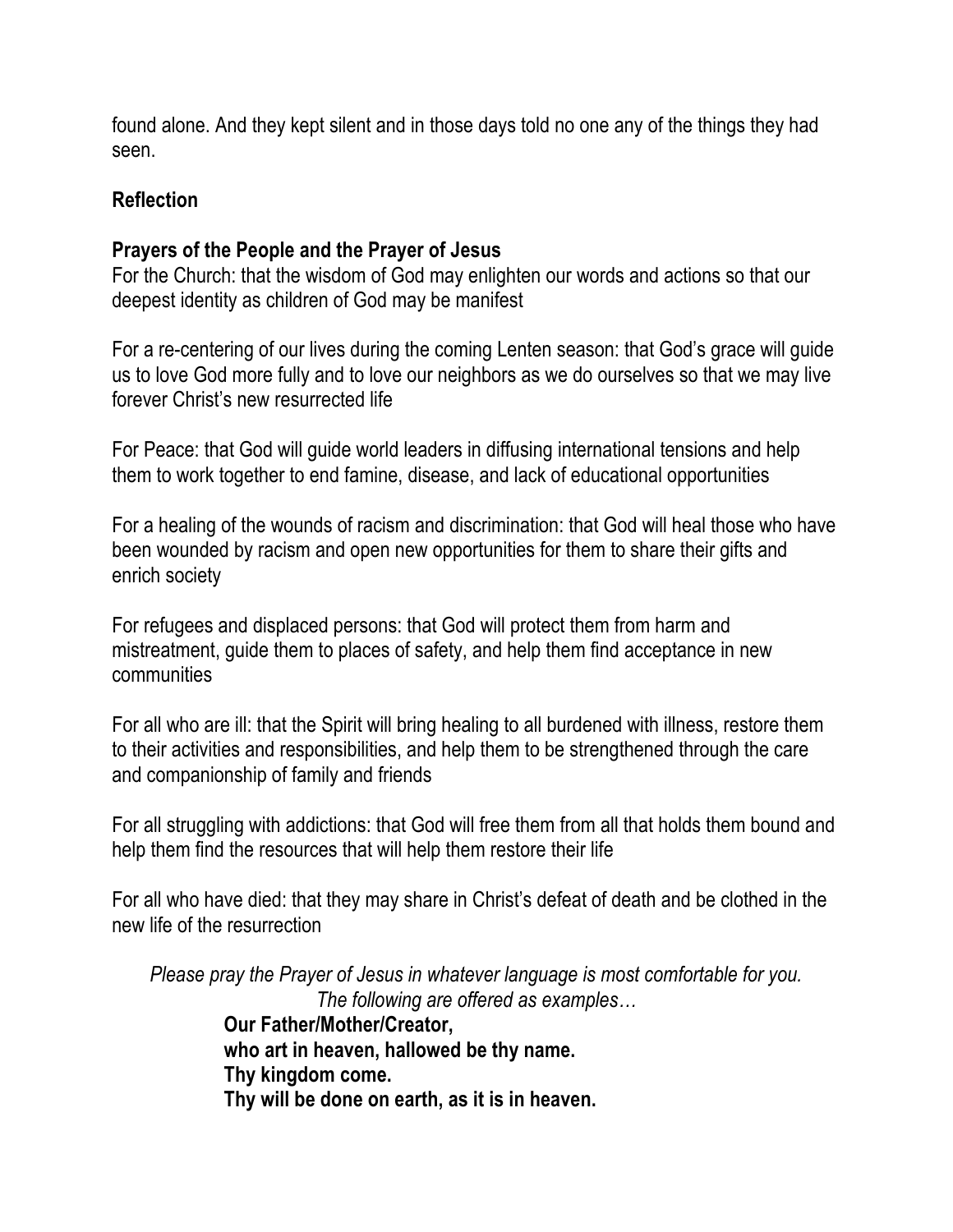found alone. And they kept silent and in those days told no one any of the things they had seen.

**Reflection**

**Prayers of the People and the Prayer of Jesus**

For the Church: that the wisdom of God may enlighten our words and actions so that our deepest identity as children of God may be manifest

For a re-centering of our lives during the coming Lenten season: that God's grace will guide us to love God more fully and to love our neighbors as we do ourselves so that we may live forever Christ's new resurrected life

For Peace: that God will guide world leaders in diffusing international tensions and help them to work together to end famine, disease, and lack of educational opportunities

For a healing of the wounds of racism and discrimination: that God will heal those who have been wounded by racism and open new opportunities for them to share their gifts and enrich society

For refugees and displaced persons: that God will protect them from harm and mistreatment, guide them to places of safety, and help them find acceptance in new communities

For all who are ill: that the Spirit will bring healing to all burdened with illness, restore them to their activities and responsibilities, and help them to be strengthened through the care and companionship of family and friends

For all struggling with addictions: that God will free them from all that holds them bound and help them find the resources that will help them restore their life

For all who have died: that they may share in Christ's defeat of death and be clothed in the new life of the resurrection

*Please pray the Prayer of Jesus in whatever language is most comfortable for you. The following are offered as examples…*

**Our Father/Mother/Creator,**
**who art in heaven, hallowed be thy name.**
**Thy kingdom come.**
**Thy will be done on earth, as it is in heaven.**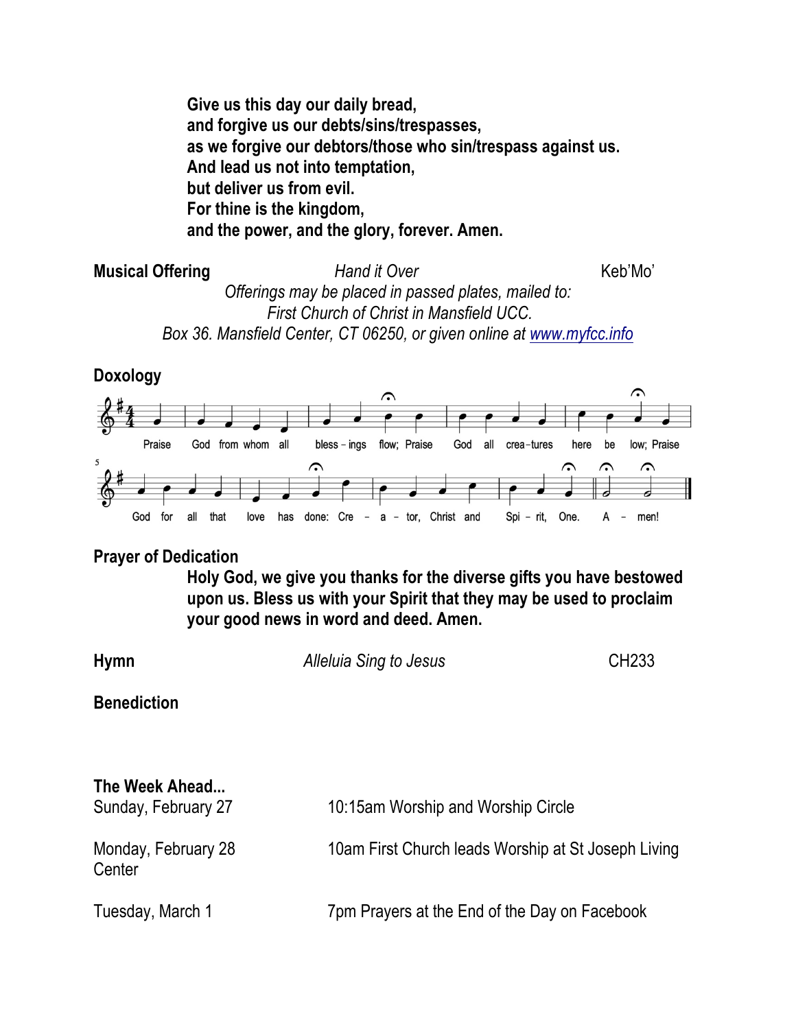**Give us this day our daily bread,**
**and forgive us our debts/sins/trespasses,**
**as we forgive our debtors/those who sin/trespass against us.**
**And lead us not into temptation,**
**but deliver us from evil.**
**For thine is the kingdom,**
**and the power, and the glory, forever. Amen.**

**Musical Offering** *Hand it Over* Keb'Mo'

*Offerings may be placed in passed plates, mailed to:*
*First Church of Christ in Mansfield UCC.*
*Box 36. Mansfield Center, CT 06250, or given online at www.myfcc.info*

**Doxology**

Praise God from whom all bless-ings flow; Praise God all crea-tures here be low; Praise God for all that love has done: Cre-a-tor, Christ and Spi-rit, One. A-men!

**Prayer of Dedication**

**Holy God, we give you thanks for the diverse gifts you have bestowed upon us. Bless us with your Spirit that they may be used to proclaim your good news in word and deed. Amen.**

**Hymn** *Alleluia Sing to Jesus* CH233

**Benediction**

**The Week Ahead...**

Sunday, February 27 — 10:15am Worship and Worship Circle

Monday, February 28 — 10am First Church leads Worship at St Joseph Living Center

Tuesday, March 1 — 7pm Prayers at the End of the Day on Facebook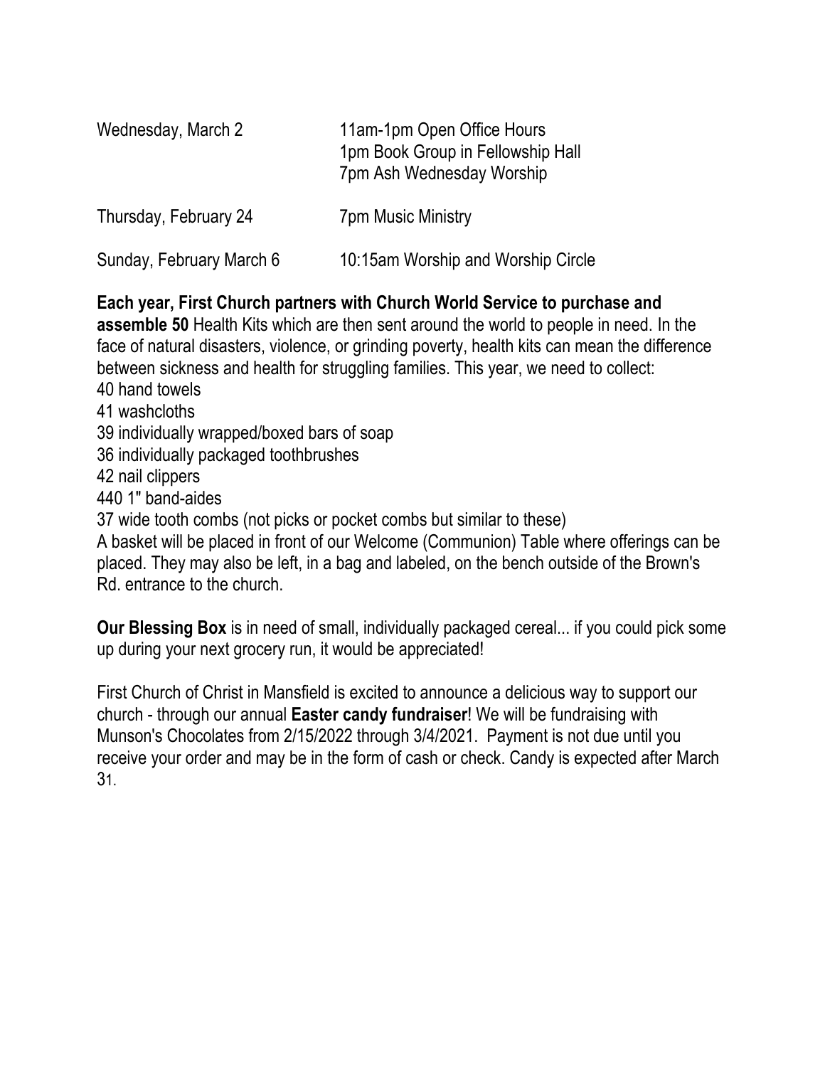| | |
|---|---|
| Wednesday, March 2 | 11am-1pm Open Office Hours<br>1pm Book Group in Fellowship Hall<br>7pm Ash Wednesday Worship |
| Thursday, February 24 | 7pm Music Ministry |
| Sunday, February March 6 | 10:15am Worship and Worship Circle |

**Each year, First Church partners with Church World Service to purchase and assemble 50** Health Kits which are then sent around the world to people in need. In the face of natural disasters, violence, or grinding poverty, health kits can mean the difference between sickness and health for struggling families. This year, we need to collect:
40 hand towels
41 washcloths
39 individually wrapped/boxed bars of soap
36 individually packaged toothbrushes
42 nail clippers
440 1" band-aides
37 wide tooth combs (not picks or pocket combs but similar to these)
A basket will be placed in front of our Welcome (Communion) Table where offerings can be placed. They may also be left, in a bag and labeled, on the bench outside of the Brown's Rd. entrance to the church.

**Our Blessing Box** is in need of small, individually packaged cereal... if you could pick some up during your next grocery run, it would be appreciated!

First Church of Christ in Mansfield is excited to announce a delicious way to support our church - through our annual **Easter candy fundraiser**! We will be fundraising with Munson's Chocolates from 2/15/2022 through 3/4/2021. Payment is not due until you receive your order and may be in the form of cash or check. Candy is expected after March 31.